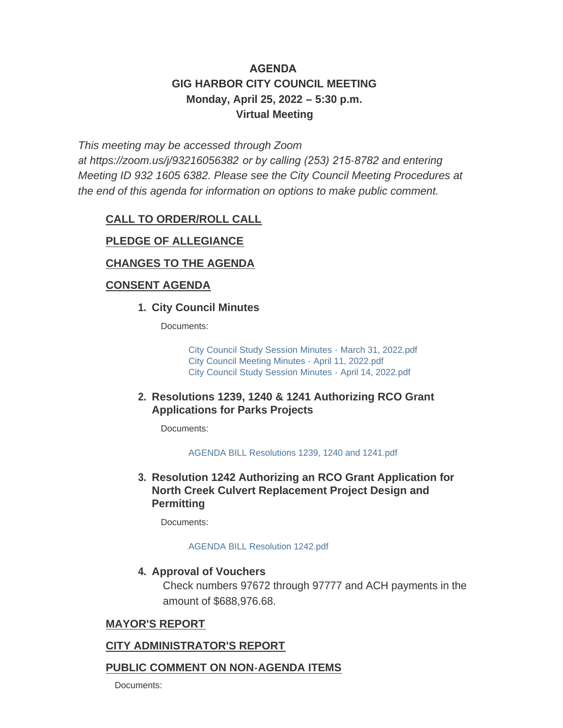# AGENDA
## GIG HARBOR CITY COUNCIL MEETING
## Monday, April 25, 2022 – 5:30 p.m.
## Virtual Meeting

*This meeting may be accessed through Zoom at https://zoom.us/j/93216056382 or by calling (253) 215-8782 and entering Meeting ID 932 1605 6382. Please see the City Council Meeting Procedures at the end of this agenda for information on options to make public comment.*

**CALL TO ORDER/ROLL CALL**

**PLEDGE OF ALLEGIANCE**

**CHANGES TO THE AGENDA**

**CONSENT AGENDA**

1. **City Council Minutes**

   Documents:

   City Council Study Session Minutes - March 31, 2022.pdf
   City Council Meeting Minutes - April 11, 2022.pdf
   City Council Study Session Minutes - April 14, 2022.pdf

2. **Resolutions 1239, 1240 & 1241 Authorizing RCO Grant Applications for Parks Projects**

   Documents:

   AGENDA BILL Resolutions 1239, 1240 and 1241.pdf

3. **Resolution 1242 Authorizing an RCO Grant Application for North Creek Culvert Replacement Project Design and Permitting**

   Documents:

   AGENDA BILL Resolution 1242.pdf

4. **Approval of Vouchers**

   Check numbers 97672 through 97777 and ACH payments in the amount of $688,976.68.

**MAYOR'S REPORT**

**CITY ADMINISTRATOR'S REPORT**

**PUBLIC COMMENT ON NON-AGENDA ITEMS**

Documents: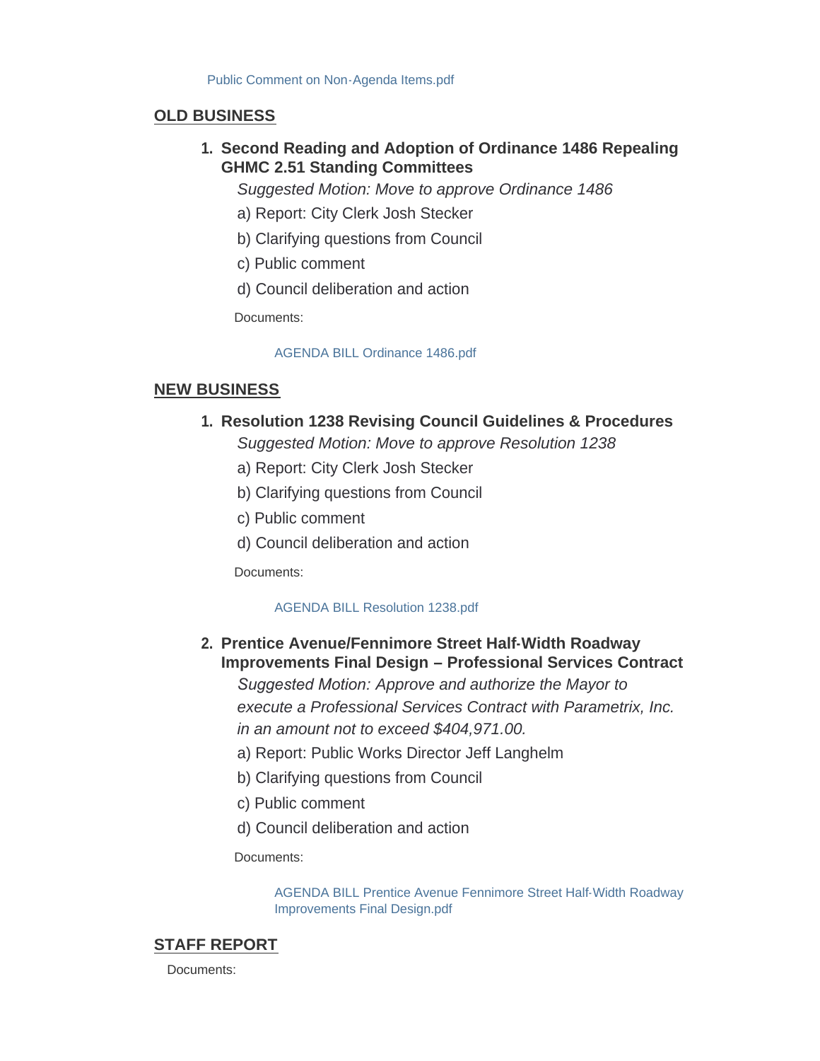Public Comment on Non-Agenda Items.pdf

## OLD BUSINESS

1. **Second Reading and Adoption of Ordinance 1486 Repealing GHMC 2.51 Standing Committees**

   *Suggested Motion: Move to approve Ordinance 1486*

   a) Report: City Clerk Josh Stecker

   b) Clarifying questions from Council

   c) Public comment

   d) Council deliberation and action

   Documents:

   AGENDA BILL Ordinance 1486.pdf

## NEW BUSINESS

1. **Resolution 1238 Revising Council Guidelines & Procedures**

   *Suggested Motion: Move to approve Resolution 1238*

   a) Report: City Clerk Josh Stecker

   b) Clarifying questions from Council

   c) Public comment

   d) Council deliberation and action

   Documents:

   AGENDA BILL Resolution 1238.pdf

2. **Prentice Avenue/Fennimore Street Half-Width Roadway Improvements Final Design – Professional Services Contract**

   *Suggested Motion: Approve and authorize the Mayor to execute a Professional Services Contract with Parametrix, Inc. in an amount not to exceed $404,971.00.*

   a) Report: Public Works Director Jeff Langhelm

   b) Clarifying questions from Council

   c) Public comment

   d) Council deliberation and action

   Documents:

   AGENDA BILL Prentice Avenue Fennimore Street Half-Width Roadway Improvements Final Design.pdf

## STAFF REPORT

Documents: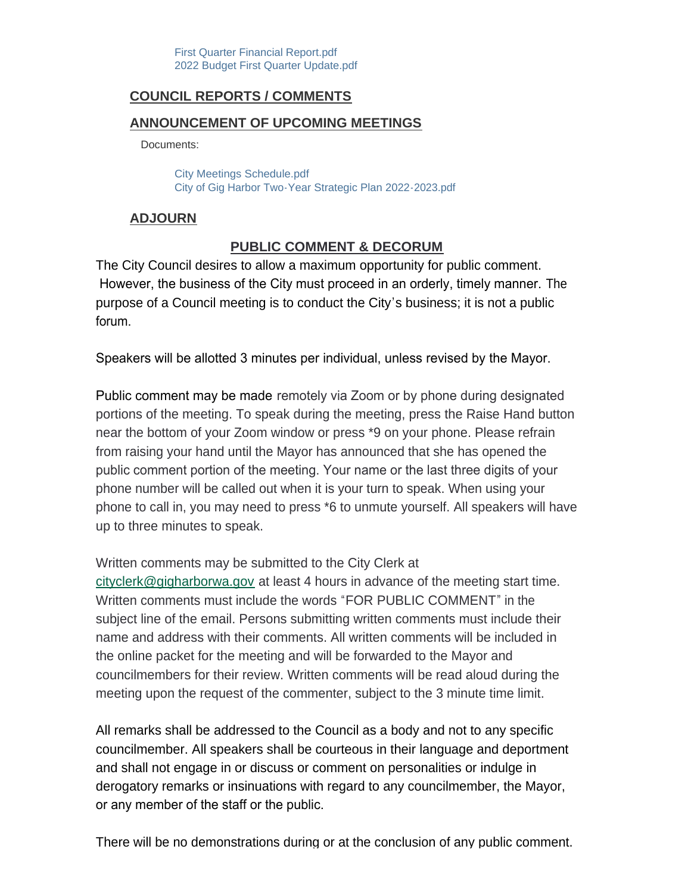First Quarter Financial Report.pdf
2022 Budget First Quarter Update.pdf

## COUNCIL REPORTS / COMMENTS

## ANNOUNCEMENT OF UPCOMING MEETINGS

Documents:

City Meetings Schedule.pdf
City of Gig Harbor Two-Year Strategic Plan 2022-2023.pdf

## ADJOURN

## PUBLIC COMMENT & DECORUM

The City Council desires to allow a maximum opportunity for public comment. However, the business of the City must proceed in an orderly, timely manner. The purpose of a Council meeting is to conduct the City's business; it is not a public forum.

Speakers will be allotted 3 minutes per individual, unless revised by the Mayor.

Public comment may be made remotely via Zoom or by phone during designated portions of the meeting. To speak during the meeting, press the Raise Hand button near the bottom of your Zoom window or press *9 on your phone. Please refrain from raising your hand until the Mayor has announced that she has opened the public comment portion of the meeting. Your name or the last three digits of your phone number will be called out when it is your turn to speak. When using your phone to call in, you may need to press *6 to unmute yourself. All speakers will have up to three minutes to speak.

Written comments may be submitted to the City Clerk at cityclerk@gigharborwa.gov at least 4 hours in advance of the meeting start time. Written comments must include the words "FOR PUBLIC COMMENT" in the subject line of the email. Persons submitting written comments must include their name and address with their comments. All written comments will be included in the online packet for the meeting and will be forwarded to the Mayor and councilmembers for their review. Written comments will be read aloud during the meeting upon the request of the commenter, subject to the 3 minute time limit.

All remarks shall be addressed to the Council as a body and not to any specific councilmember. All speakers shall be courteous in their language and deportment and shall not engage in or discuss or comment on personalities or indulge in derogatory remarks or insinuations with regard to any councilmember, the Mayor, or any member of the staff or the public.

There will be no demonstrations during or at the conclusion of any public comment.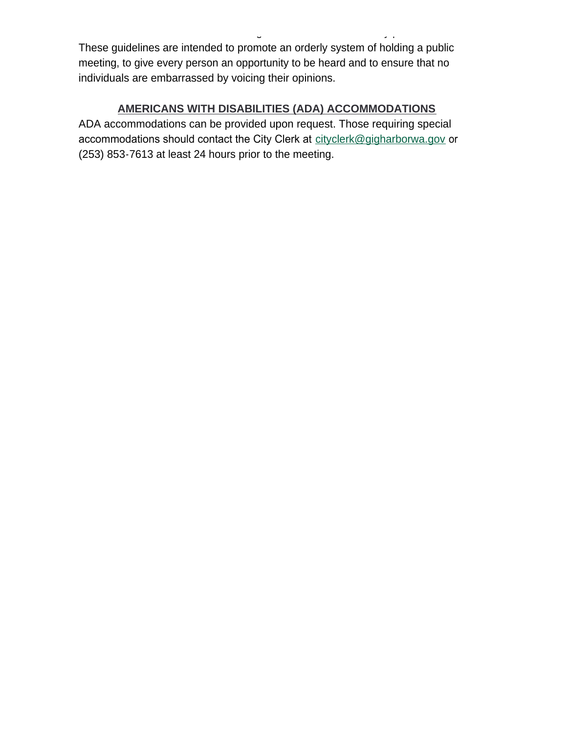These guidelines are intended to promote an orderly system of holding a public meeting, to give every person an opportunity to be heard and to ensure that no individuals are embarrassed by voicing their opinions.

## AMERICANS WITH DISABILITIES (ADA) ACCOMMODATIONS

ADA accommodations can be provided upon request. Those requiring special accommodations should contact the City Clerk at cityclerk@gigharborwa.gov or (253) 853-7613 at least 24 hours prior to the meeting.